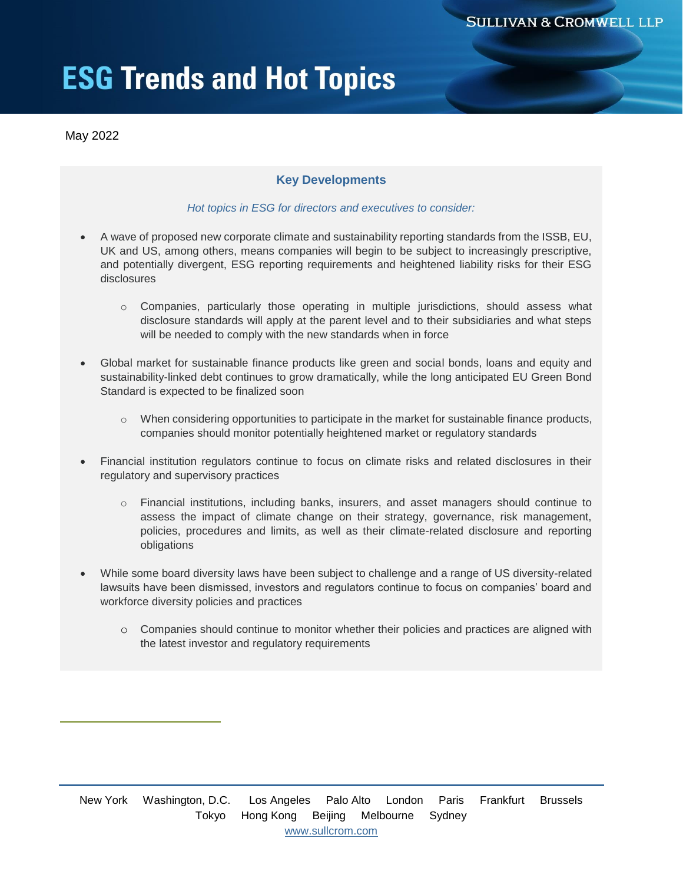SULLIVAN & CROMWELL LLP

# ESG Trends and Hot Topics

May 2022

## Key Developments

*Hot topics in ESG for directors and executives to consider:*

- A wave of proposed new corporate climate and sustainability reporting standards from the ISSB, EU, UK and US, among others, means companies will begin to be subject to increasingly prescriptive, and potentially divergent, ESG reporting requirements and heightened liability risks for their ESG disclosures
  - Companies, particularly those operating in multiple jurisdictions, should assess what disclosure standards will apply at the parent level and to their subsidiaries and what steps will be needed to comply with the new standards when in force
- Global market for sustainable finance products like green and social bonds, loans and equity and sustainability-linked debt continues to grow dramatically, while the long anticipated EU Green Bond Standard is expected to be finalized soon
  - When considering opportunities to participate in the market for sustainable finance products, companies should monitor potentially heightened market or regulatory standards
- Financial institution regulators continue to focus on climate risks and related disclosures in their regulatory and supervisory practices
  - Financial institutions, including banks, insurers, and asset managers should continue to assess the impact of climate change on their strategy, governance, risk management, policies, procedures and limits, as well as their climate-related disclosure and reporting obligations
- While some board diversity laws have been subject to challenge and a range of US diversity-related lawsuits have been dismissed, investors and regulators continue to focus on companies' board and workforce diversity policies and practices
  - Companies should continue to monitor whether their policies and practices are aligned with the latest investor and regulatory requirements

New York Washington, D.C. Los Angeles Palo Alto London Paris Frankfurt Brussels
Tokyo Hong Kong Beijing Melbourne Sydney
www.sullcrom.com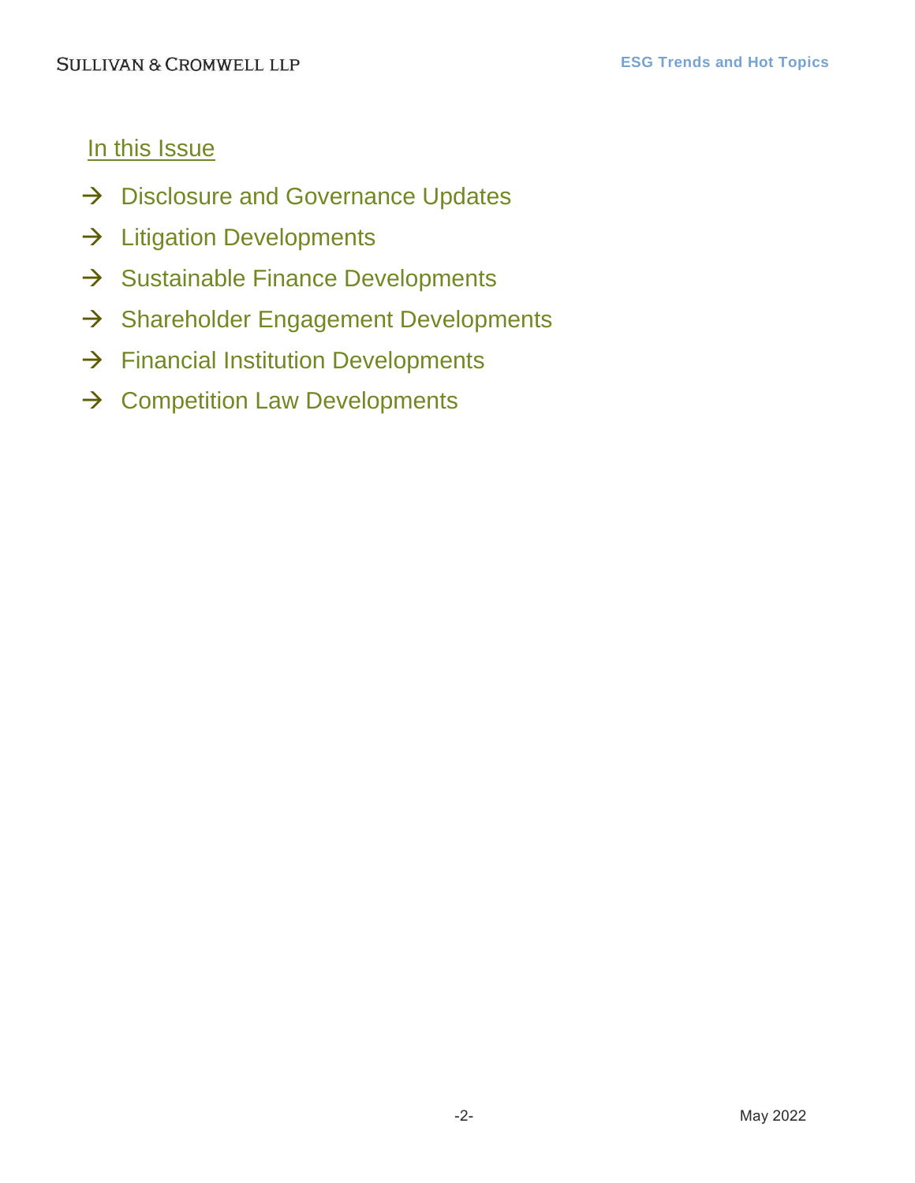## In this Issue

- → Disclosure and Governance Updates
- → Litigation Developments
- → Sustainable Finance Developments
- → Shareholder Engagement Developments
- → Financial Institution Developments
- → Competition Law Developments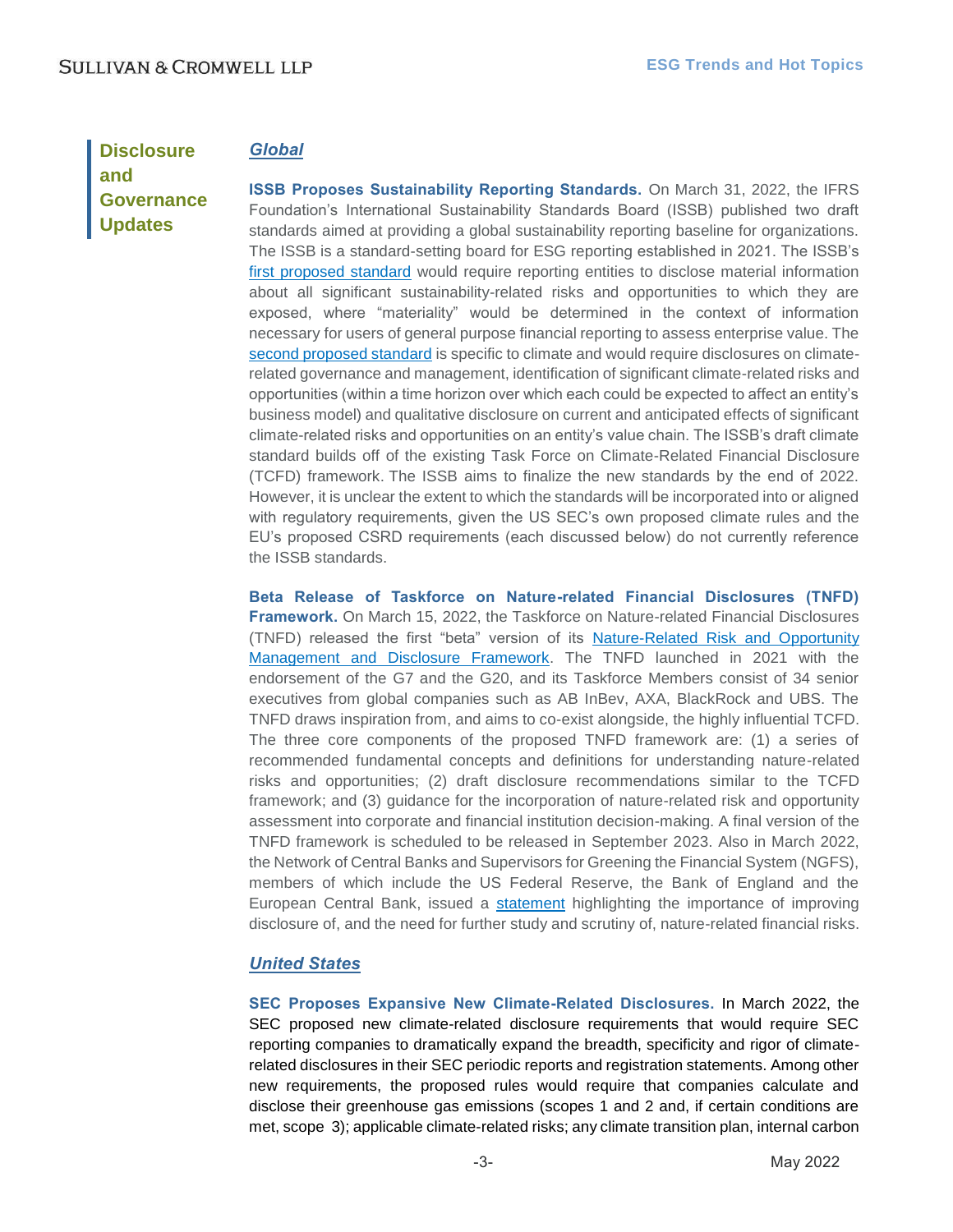## Disclosure and Governance Updates

### *Global*

**ISSB Proposes Sustainability Reporting Standards.** On March 31, 2022, the IFRS Foundation's International Sustainability Standards Board (ISSB) published two draft standards aimed at providing a global sustainability reporting baseline for organizations. The ISSB is a standard-setting board for ESG reporting established in 2021. The ISSB's first proposed standard would require reporting entities to disclose material information about all significant sustainability-related risks and opportunities to which they are exposed, where "materiality" would be determined in the context of information necessary for users of general purpose financial reporting to assess enterprise value. The second proposed standard is specific to climate and would require disclosures on climate-related governance and management, identification of significant climate-related risks and opportunities (within a time horizon over which each could be expected to affect an entity's business model) and qualitative disclosure on current and anticipated effects of significant climate-related risks and opportunities on an entity's value chain. The ISSB's draft climate standard builds off of the existing Task Force on Climate-Related Financial Disclosure (TCFD) framework. The ISSB aims to finalize the new standards by the end of 2022. However, it is unclear the extent to which the standards will be incorporated into or aligned with regulatory requirements, given the US SEC's own proposed climate rules and the EU's proposed CSRD requirements (each discussed below) do not currently reference the ISSB standards.

**Beta Release of Taskforce on Nature-related Financial Disclosures (TNFD) Framework.** On March 15, 2022, the Taskforce on Nature-related Financial Disclosures (TNFD) released the first "beta" version of its Nature-Related Risk and Opportunity Management and Disclosure Framework. The TNFD launched in 2021 with the endorsement of the G7 and the G20, and its Taskforce Members consist of 34 senior executives from global companies such as AB InBev, AXA, BlackRock and UBS. The TNFD draws inspiration from, and aims to co-exist alongside, the highly influential TCFD. The three core components of the proposed TNFD framework are: (1) a series of recommended fundamental concepts and definitions for understanding nature-related risks and opportunities; (2) draft disclosure recommendations similar to the TCFD framework; and (3) guidance for the incorporation of nature-related risk and opportunity assessment into corporate and financial institution decision-making. A final version of the TNFD framework is scheduled to be released in September 2023. Also in March 2022, the Network of Central Banks and Supervisors for Greening the Financial System (NGFS), members of which include the US Federal Reserve, the Bank of England and the European Central Bank, issued a statement highlighting the importance of improving disclosure of, and the need for further study and scrutiny of, nature-related financial risks.

### *United States*

**SEC Proposes Expansive New Climate-Related Disclosures.** In March 2022, the SEC proposed new climate-related disclosure requirements that would require SEC reporting companies to dramatically expand the breadth, specificity and rigor of climate-related disclosures in their SEC periodic reports and registration statements. Among other new requirements, the proposed rules would require that companies calculate and disclose their greenhouse gas emissions (scopes 1 and 2 and, if certain conditions are met, scope 3); applicable climate-related risks; any climate transition plan, internal carbon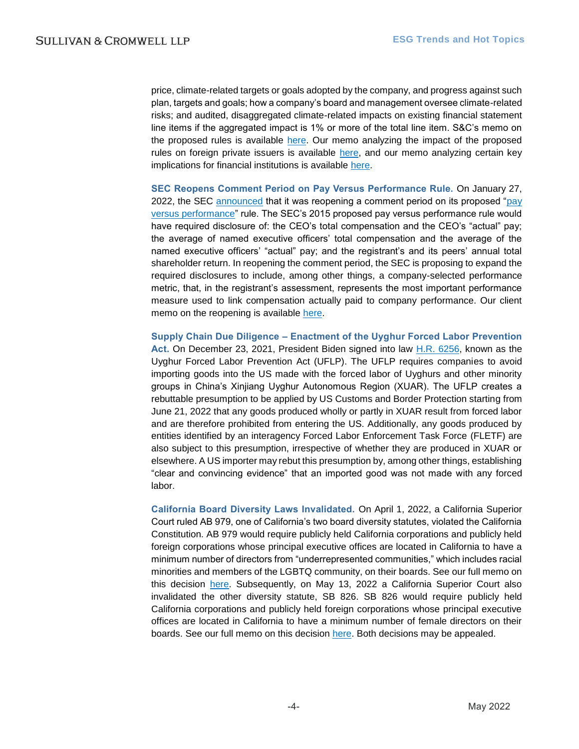price, climate-related targets or goals adopted by the company, and progress against such plan, targets and goals; how a company's board and management oversee climate-related risks; and audited, disaggregated climate-related impacts on existing financial statement line items if the aggregated impact is 1% or more of the total line item. S&C's memo on the proposed rules is available here. Our memo analyzing the impact of the proposed rules on foreign private issuers is available here, and our memo analyzing certain key implications for financial institutions is available here.

**SEC Reopens Comment Period on Pay Versus Performance Rule.** On January 27, 2022, the SEC announced that it was reopening a comment period on its proposed "pay versus performance" rule. The SEC's 2015 proposed pay versus performance rule would have required disclosure of: the CEO's total compensation and the CEO's "actual" pay; the average of named executive officers' total compensation and the average of the named executive officers' "actual" pay; and the registrant's and its peers' annual total shareholder return. In reopening the comment period, the SEC is proposing to expand the required disclosures to include, among other things, a company-selected performance metric, that, in the registrant's assessment, represents the most important performance measure used to link compensation actually paid to company performance. Our client memo on the reopening is available here.

**Supply Chain Due Diligence – Enactment of the Uyghur Forced Labor Prevention Act.** On December 23, 2021, President Biden signed into law H.R. 6256, known as the Uyghur Forced Labor Prevention Act (UFLP). The UFLP requires companies to avoid importing goods into the US made with the forced labor of Uyghurs and other minority groups in China's Xinjiang Uyghur Autonomous Region (XUAR). The UFLP creates a rebuttable presumption to be applied by US Customs and Border Protection starting from June 21, 2022 that any goods produced wholly or partly in XUAR result from forced labor and are therefore prohibited from entering the US. Additionally, any goods produced by entities identified by an interagency Forced Labor Enforcement Task Force (FLETF) are also subject to this presumption, irrespective of whether they are produced in XUAR or elsewhere. A US importer may rebut this presumption by, among other things, establishing "clear and convincing evidence" that an imported good was not made with any forced labor.

**California Board Diversity Laws Invalidated.** On April 1, 2022, a California Superior Court ruled AB 979, one of California's two board diversity statutes, violated the California Constitution. AB 979 would require publicly held California corporations and publicly held foreign corporations whose principal executive offices are located in California to have a minimum number of directors from "underrepresented communities," which includes racial minorities and members of the LGBTQ community, on their boards. See our full memo on this decision here. Subsequently, on May 13, 2022 a California Superior Court also invalidated the other diversity statute, SB 826. SB 826 would require publicly held California corporations and publicly held foreign corporations whose principal executive offices are located in California to have a minimum number of female directors on their boards. See our full memo on this decision here. Both decisions may be appealed.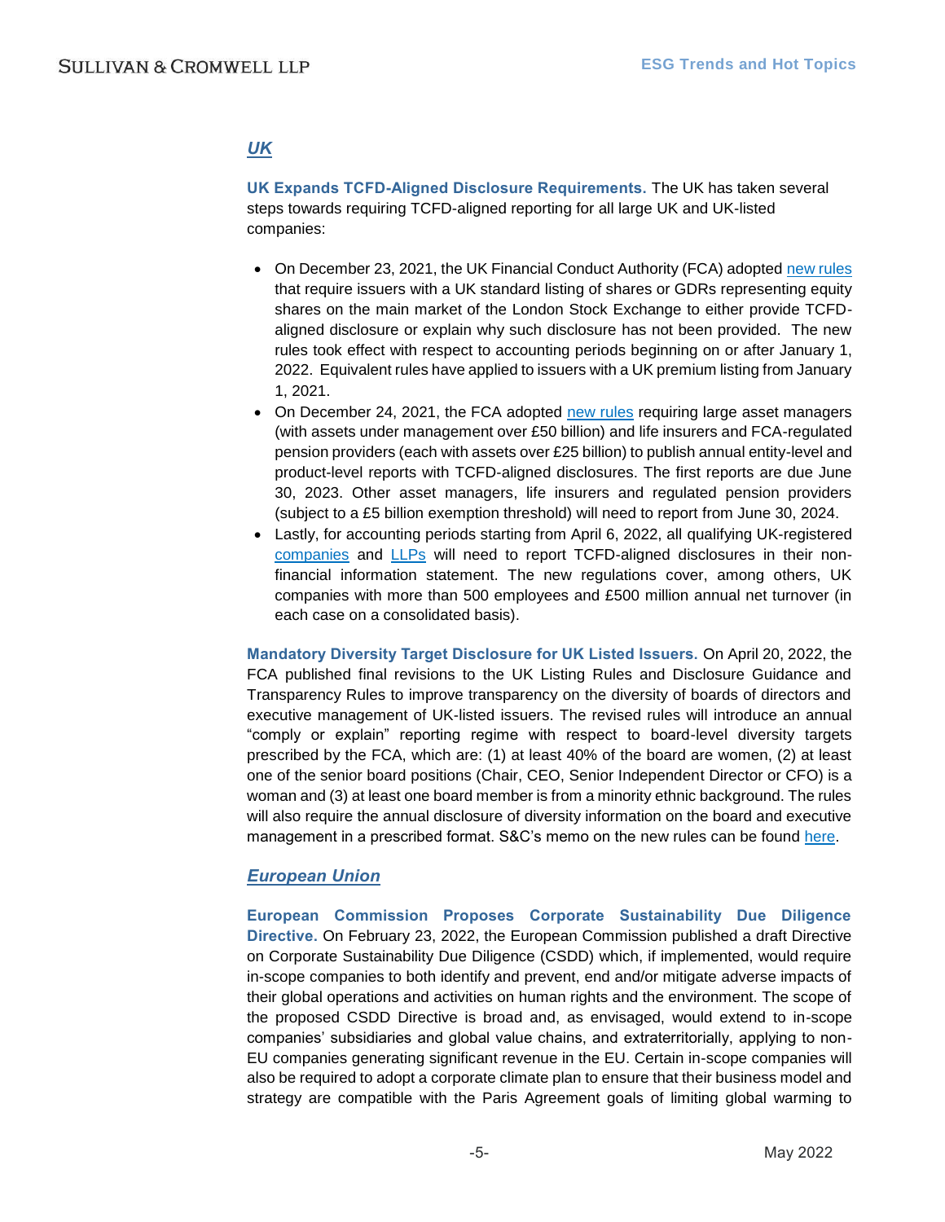## *UK*

**UK Expands TCFD-Aligned Disclosure Requirements.** The UK has taken several steps towards requiring TCFD-aligned reporting for all large UK and UK-listed companies:

- On December 23, 2021, the UK Financial Conduct Authority (FCA) adopted new rules that require issuers with a UK standard listing of shares or GDRs representing equity shares on the main market of the London Stock Exchange to either provide TCFD-aligned disclosure or explain why such disclosure has not been provided. The new rules took effect with respect to accounting periods beginning on or after January 1, 2022. Equivalent rules have applied to issuers with a UK premium listing from January 1, 2021.
- On December 24, 2021, the FCA adopted new rules requiring large asset managers (with assets under management over £50 billion) and life insurers and FCA-regulated pension providers (each with assets over £25 billion) to publish annual entity-level and product-level reports with TCFD-aligned disclosures. The first reports are due June 30, 2023. Other asset managers, life insurers and regulated pension providers (subject to a £5 billion exemption threshold) will need to report from June 30, 2024.
- Lastly, for accounting periods starting from April 6, 2022, all qualifying UK-registered companies and LLPs will need to report TCFD-aligned disclosures in their non-financial information statement. The new regulations cover, among others, UK companies with more than 500 employees and £500 million annual net turnover (in each case on a consolidated basis).

**Mandatory Diversity Target Disclosure for UK Listed Issuers.** On April 20, 2022, the FCA published final revisions to the UK Listing Rules and Disclosure Guidance and Transparency Rules to improve transparency on the diversity of boards of directors and executive management of UK-listed issuers. The revised rules will introduce an annual "comply or explain" reporting regime with respect to board-level diversity targets prescribed by the FCA, which are: (1) at least 40% of the board are women, (2) at least one of the senior board positions (Chair, CEO, Senior Independent Director or CFO) is a woman and (3) at least one board member is from a minority ethnic background. The rules will also require the annual disclosure of diversity information on the board and executive management in a prescribed format. S&C's memo on the new rules can be found here.

## *European Union*

**European Commission Proposes Corporate Sustainability Due Diligence Directive.** On February 23, 2022, the European Commission published a draft Directive on Corporate Sustainability Due Diligence (CSDD) which, if implemented, would require in-scope companies to both identify and prevent, end and/or mitigate adverse impacts of their global operations and activities on human rights and the environment. The scope of the proposed CSDD Directive is broad and, as envisaged, would extend to in-scope companies' subsidiaries and global value chains, and extraterritorially, applying to non-EU companies generating significant revenue in the EU. Certain in-scope companies will also be required to adopt a corporate climate plan to ensure that their business model and strategy are compatible with the Paris Agreement goals of limiting global warming to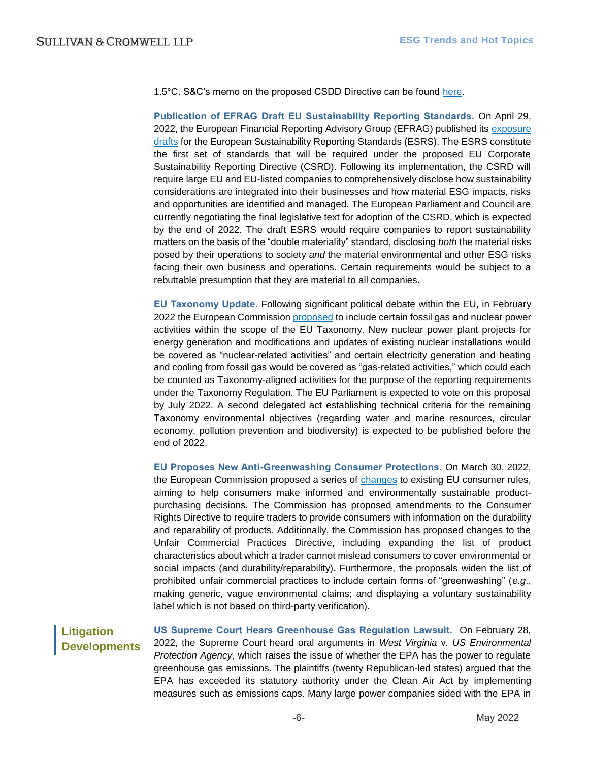1.5°C. S&C's memo on the proposed CSDD Directive can be found here.

**Publication of EFRAG Draft EU Sustainability Reporting Standards.** On April 29, 2022, the European Financial Reporting Advisory Group (EFRAG) published its exposure drafts for the European Sustainability Reporting Standards (ESRS). The ESRS constitute the first set of standards that will be required under the proposed EU Corporate Sustainability Reporting Directive (CSRD). Following its implementation, the CSRD will require large EU and EU-listed companies to comprehensively disclose how sustainability considerations are integrated into their businesses and how material ESG impacts, risks and opportunities are identified and managed. The European Parliament and Council are currently negotiating the final legislative text for adoption of the CSRD, which is expected by the end of 2022. The draft ESRS would require companies to report sustainability matters on the basis of the "double materiality" standard, disclosing *both* the material risks posed by their operations to society *and* the material environmental and other ESG risks facing their own business and operations. Certain requirements would be subject to a rebuttable presumption that they are material to all companies.

**EU Taxonomy Update.** Following significant political debate within the EU, in February 2022 the European Commission proposed to include certain fossil gas and nuclear power activities within the scope of the EU Taxonomy. New nuclear power plant projects for energy generation and modifications and updates of existing nuclear installations would be covered as "nuclear-related activities" and certain electricity generation and heating and cooling from fossil gas would be covered as "gas-related activities," which could each be counted as Taxonomy-aligned activities for the purpose of the reporting requirements under the Taxonomy Regulation. The EU Parliament is expected to vote on this proposal by July 2022. A second delegated act establishing technical criteria for the remaining Taxonomy environmental objectives (regarding water and marine resources, circular economy, pollution prevention and biodiversity) is expected to be published before the end of 2022.

**EU Proposes New Anti-Greenwashing Consumer Protections.** On March 30, 2022, the European Commission proposed a series of changes to existing EU consumer rules, aiming to help consumers make informed and environmentally sustainable product-purchasing decisions. The Commission has proposed amendments to the Consumer Rights Directive to require traders to provide consumers with information on the durability and reparability of products. Additionally, the Commission has proposed changes to the Unfair Commercial Practices Directive, including expanding the list of product characteristics about which a trader cannot mislead consumers to cover environmental or social impacts (and durability/reparability). Furthermore, the proposals widen the list of prohibited unfair commercial practices to include certain forms of "greenwashing" (*e.g*., making generic, vague environmental claims; and displaying a voluntary sustainability label which is not based on third-party verification).

## Litigation Developments

**US Supreme Court Hears Greenhouse Gas Regulation Lawsuit.** On February 28, 2022, the Supreme Court heard oral arguments in *West Virginia* v. *US Environmental Protection Agency*, which raises the issue of whether the EPA has the power to regulate greenhouse gas emissions. The plaintiffs (twenty Republican-led states) argued that the EPA has exceeded its statutory authority under the Clean Air Act by implementing measures such as emissions caps. Many large power companies sided with the EPA in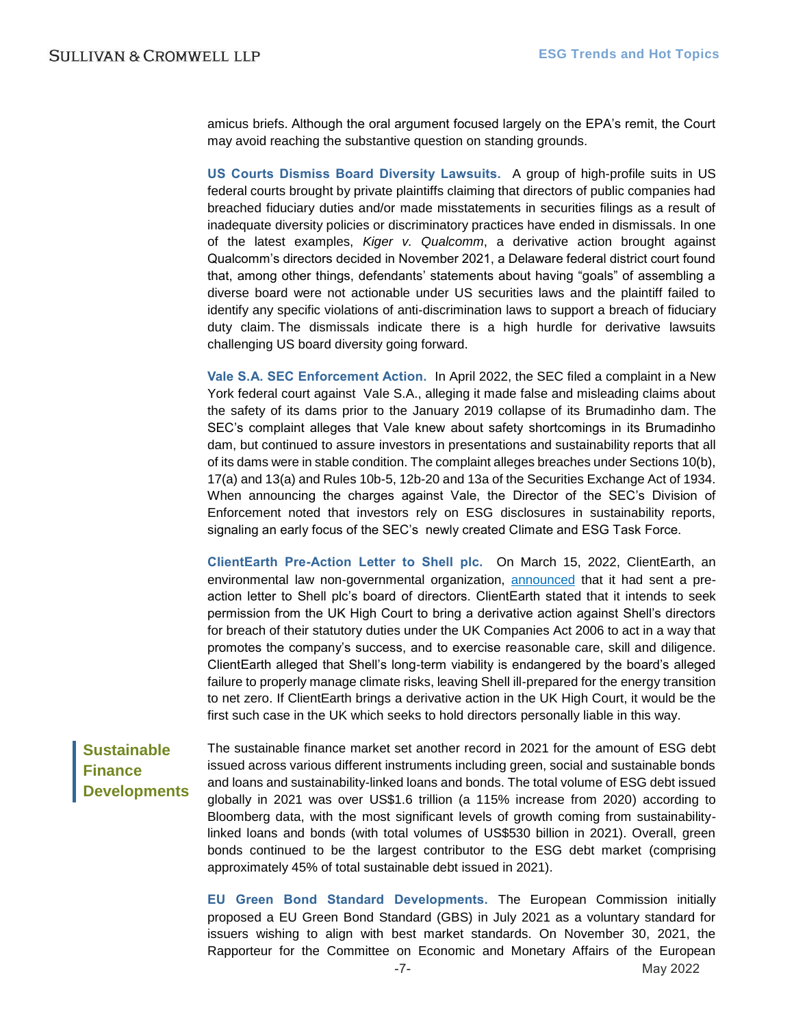amicus briefs. Although the oral argument focused largely on the EPA's remit, the Court may avoid reaching the substantive question on standing grounds.

**US Courts Dismiss Board Diversity Lawsuits.** A group of high-profile suits in US federal courts brought by private plaintiffs claiming that directors of public companies had breached fiduciary duties and/or made misstatements in securities filings as a result of inadequate diversity policies or discriminatory practices have ended in dismissals. In one of the latest examples, *Kiger v. Qualcomm*, a derivative action brought against Qualcomm's directors decided in November 2021, a Delaware federal district court found that, among other things, defendants' statements about having "goals" of assembling a diverse board were not actionable under US securities laws and the plaintiff failed to identify any specific violations of anti-discrimination laws to support a breach of fiduciary duty claim. The dismissals indicate there is a high hurdle for derivative lawsuits challenging US board diversity going forward.

**Vale S.A. SEC Enforcement Action.** In April 2022, the SEC filed a complaint in a New York federal court against Vale S.A., alleging it made false and misleading claims about the safety of its dams prior to the January 2019 collapse of its Brumadinho dam. The SEC's complaint alleges that Vale knew about safety shortcomings in its Brumadinho dam, but continued to assure investors in presentations and sustainability reports that all of its dams were in stable condition. The complaint alleges breaches under Sections 10(b), 17(a) and 13(a) and Rules 10b-5, 12b-20 and 13a of the Securities Exchange Act of 1934. When announcing the charges against Vale, the Director of the SEC's Division of Enforcement noted that investors rely on ESG disclosures in sustainability reports, signaling an early focus of the SEC's newly created Climate and ESG Task Force.

**ClientEarth Pre-Action Letter to Shell plc.** On March 15, 2022, ClientEarth, an environmental law non-governmental organization, announced that it had sent a pre-action letter to Shell plc's board of directors. ClientEarth stated that it intends to seek permission from the UK High Court to bring a derivative action against Shell's directors for breach of their statutory duties under the UK Companies Act 2006 to act in a way that promotes the company's success, and to exercise reasonable care, skill and diligence. ClientEarth alleged that Shell's long-term viability is endangered by the board's alleged failure to properly manage climate risks, leaving Shell ill-prepared for the energy transition to net zero. If ClientEarth brings a derivative action in the UK High Court, it would be the first such case in the UK which seeks to hold directors personally liable in this way.

## Sustainable Finance Developments

The sustainable finance market set another record in 2021 for the amount of ESG debt issued across various different instruments including green, social and sustainable bonds and loans and sustainability-linked loans and bonds. The total volume of ESG debt issued globally in 2021 was over US$1.6 trillion (a 115% increase from 2020) according to Bloomberg data, with the most significant levels of growth coming from sustainability-linked loans and bonds (with total volumes of US$530 billion in 2021). Overall, green bonds continued to be the largest contributor to the ESG debt market (comprising approximately 45% of total sustainable debt issued in 2021).

**EU Green Bond Standard Developments.** The European Commission initially proposed a EU Green Bond Standard (GBS) in July 2021 as a voluntary standard for issuers wishing to align with best market standards. On November 30, 2021, the Rapporteur for the Committee on Economic and Monetary Affairs of the European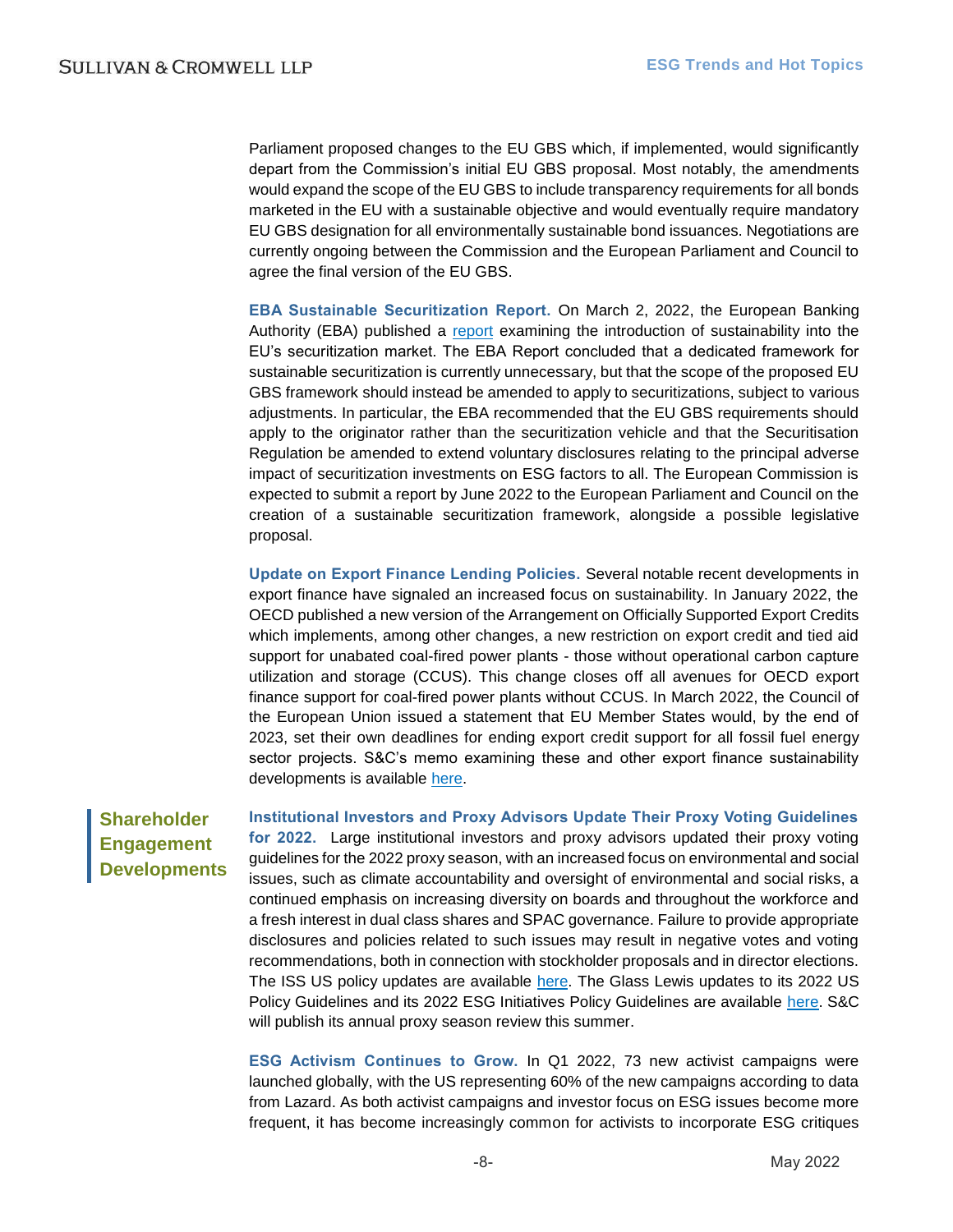Parliament proposed changes to the EU GBS which, if implemented, would significantly depart from the Commission's initial EU GBS proposal. Most notably, the amendments would expand the scope of the EU GBS to include transparency requirements for all bonds marketed in the EU with a sustainable objective and would eventually require mandatory EU GBS designation for all environmentally sustainable bond issuances. Negotiations are currently ongoing between the Commission and the European Parliament and Council to agree the final version of the EU GBS.

**EBA Sustainable Securitization Report.** On March 2, 2022, the European Banking Authority (EBA) published a report examining the introduction of sustainability into the EU's securitization market. The EBA Report concluded that a dedicated framework for sustainable securitization is currently unnecessary, but that the scope of the proposed EU GBS framework should instead be amended to apply to securitizations, subject to various adjustments. In particular, the EBA recommended that the EU GBS requirements should apply to the originator rather than the securitization vehicle and that the Securitisation Regulation be amended to extend voluntary disclosures relating to the principal adverse impact of securitization investments on ESG factors to all. The European Commission is expected to submit a report by June 2022 to the European Parliament and Council on the creation of a sustainable securitization framework, alongside a possible legislative proposal.

**Update on Export Finance Lending Policies.** Several notable recent developments in export finance have signaled an increased focus on sustainability. In January 2022, the OECD published a new version of the Arrangement on Officially Supported Export Credits which implements, among other changes, a new restriction on export credit and tied aid support for unabated coal-fired power plants - those without operational carbon capture utilization and storage (CCUS). This change closes off all avenues for OECD export finance support for coal-fired power plants without CCUS. In March 2022, the Council of the European Union issued a statement that EU Member States would, by the end of 2023, set their own deadlines for ending export credit support for all fossil fuel energy sector projects. S&C's memo examining these and other export finance sustainability developments is available here.

## Shareholder Engagement Developments

**Institutional Investors and Proxy Advisors Update Their Proxy Voting Guidelines for 2022.** Large institutional investors and proxy advisors updated their proxy voting guidelines for the 2022 proxy season, with an increased focus on environmental and social issues, such as climate accountability and oversight of environmental and social risks, a continued emphasis on increasing diversity on boards and throughout the workforce and a fresh interest in dual class shares and SPAC governance. Failure to provide appropriate disclosures and policies related to such issues may result in negative votes and voting recommendations, both in connection with stockholder proposals and in director elections. The ISS US policy updates are available here. The Glass Lewis updates to its 2022 US Policy Guidelines and its 2022 ESG Initiatives Policy Guidelines are available here. S&C will publish its annual proxy season review this summer.

**ESG Activism Continues to Grow.** In Q1 2022, 73 new activist campaigns were launched globally, with the US representing 60% of the new campaigns according to data from Lazard. As both activist campaigns and investor focus on ESG issues become more frequent, it has become increasingly common for activists to incorporate ESG critiques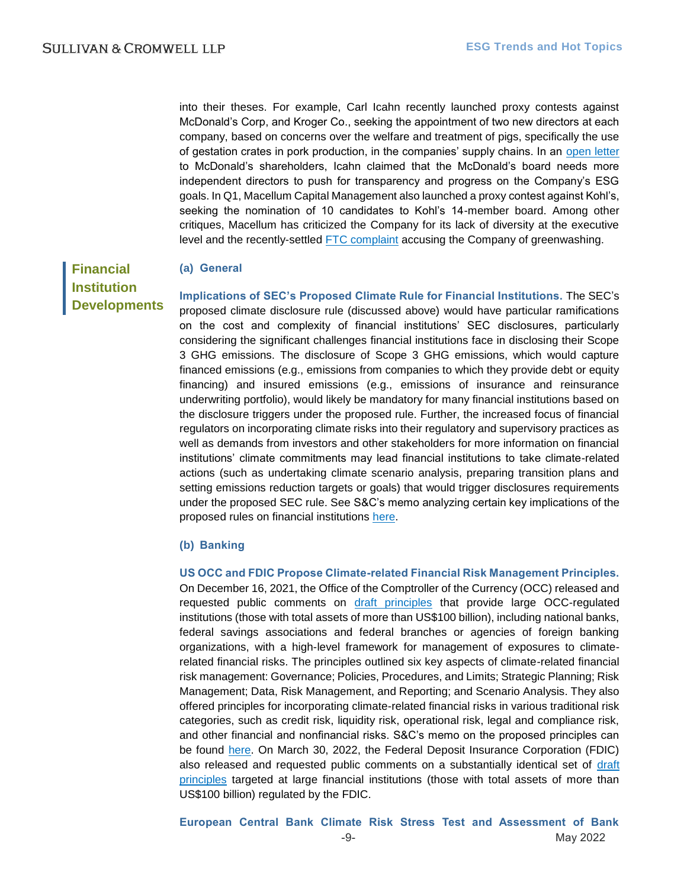into their theses. For example, Carl Icahn recently launched proxy contests against McDonald's Corp, and Kroger Co., seeking the appointment of two new directors at each company, based on concerns over the welfare and treatment of pigs, specifically the use of gestation crates in pork production, in the companies' supply chains. In an open letter to McDonald's shareholders, Icahn claimed that the McDonald's board needs more independent directors to push for transparency and progress on the Company's ESG goals. In Q1, Macellum Capital Management also launched a proxy contest against Kohl's, seeking the nomination of 10 candidates to Kohl's 14-member board. Among other critiques, Macellum has criticized the Company for its lack of diversity at the executive level and the recently-settled FTC complaint accusing the Company of greenwashing.

## Financial Institution Developments

### (a) General

**Implications of SEC's Proposed Climate Rule for Financial Institutions.** The SEC's proposed climate disclosure rule (discussed above) would have particular ramifications on the cost and complexity of financial institutions' SEC disclosures, particularly considering the significant challenges financial institutions face in disclosing their Scope 3 GHG emissions. The disclosure of Scope 3 GHG emissions, which would capture financed emissions (e.g., emissions from companies to which they provide debt or equity financing) and insured emissions (e.g., emissions of insurance and reinsurance underwriting portfolio), would likely be mandatory for many financial institutions based on the disclosure triggers under the proposed rule. Further, the increased focus of financial regulators on incorporating climate risks into their regulatory and supervisory practices as well as demands from investors and other stakeholders for more information on financial institutions' climate commitments may lead financial institutions to take climate-related actions (such as undertaking climate scenario analysis, preparing transition plans and setting emissions reduction targets or goals) that would trigger disclosures requirements under the proposed SEC rule. See S&C's memo analyzing certain key implications of the proposed rules on financial institutions here.

### (b) Banking

**US OCC and FDIC Propose Climate-related Financial Risk Management Principles.** On December 16, 2021, the Office of the Comptroller of the Currency (OCC) released and requested public comments on draft principles that provide large OCC-regulated institutions (those with total assets of more than US$100 billion), including national banks, federal savings associations and federal branches or agencies of foreign banking organizations, with a high-level framework for management of exposures to climate-related financial risks. The principles outlined six key aspects of climate-related financial risk management: Governance; Policies, Procedures, and Limits; Strategic Planning; Risk Management; Data, Risk Management, and Reporting; and Scenario Analysis. They also offered principles for incorporating climate-related financial risks in various traditional risk categories, such as credit risk, liquidity risk, operational risk, legal and compliance risk, and other financial and nonfinancial risks. S&C's memo on the proposed principles can be found here. On March 30, 2022, the Federal Deposit Insurance Corporation (FDIC) also released and requested public comments on a substantially identical set of draft principles targeted at large financial institutions (those with total assets of more than US$100 billion) regulated by the FDIC.

**European Central Bank Climate Risk Stress Test and Assessment of Bank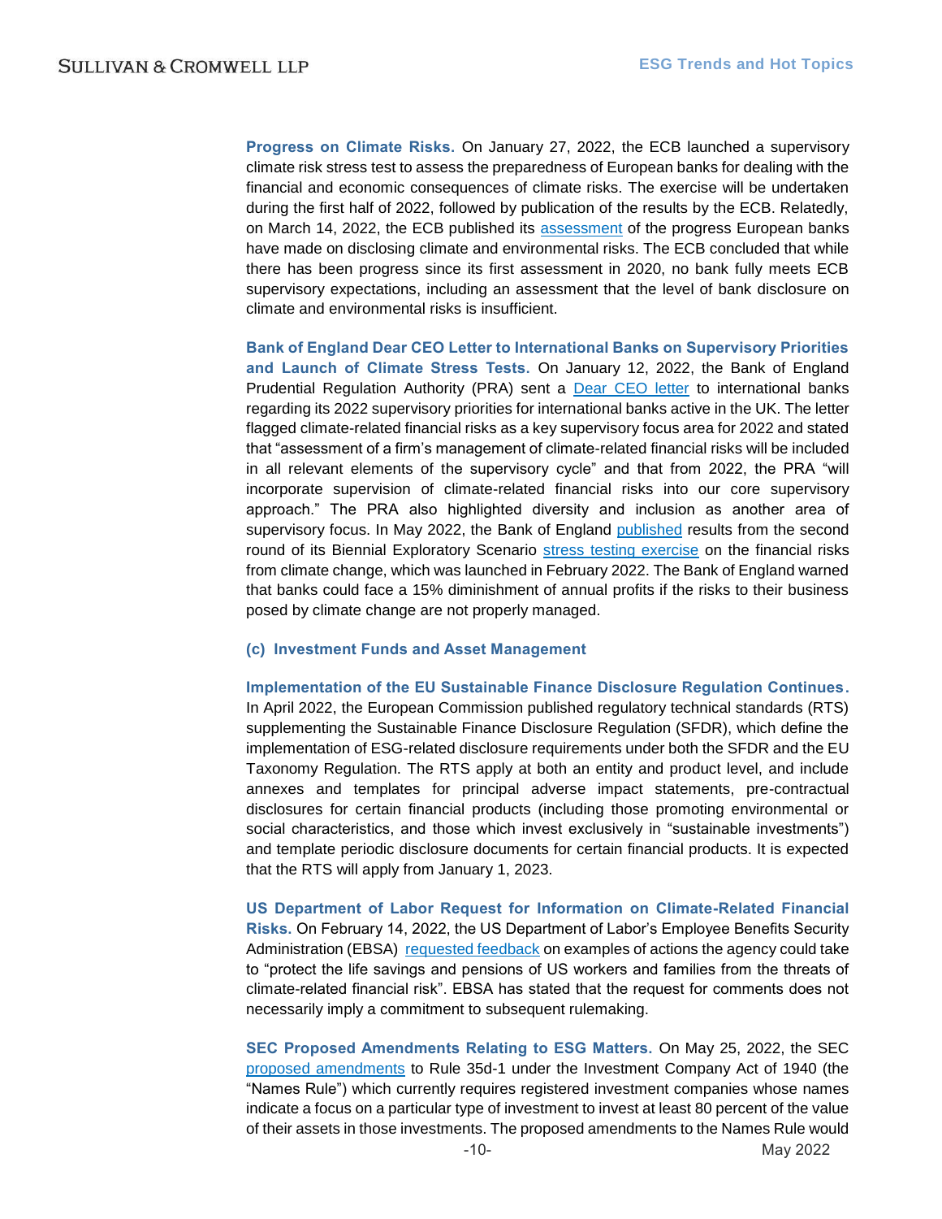**Progress on Climate Risks.** On January 27, 2022, the ECB launched a supervisory climate risk stress test to assess the preparedness of European banks for dealing with the financial and economic consequences of climate risks. The exercise will be undertaken during the first half of 2022, followed by publication of the results by the ECB. Relatedly, on March 14, 2022, the ECB published its assessment of the progress European banks have made on disclosing climate and environmental risks. The ECB concluded that while there has been progress since its first assessment in 2020, no bank fully meets ECB supervisory expectations, including an assessment that the level of bank disclosure on climate and environmental risks is insufficient.

**Bank of England Dear CEO Letter to International Banks on Supervisory Priorities and Launch of Climate Stress Tests.** On January 12, 2022, the Bank of England Prudential Regulation Authority (PRA) sent a Dear CEO letter to international banks regarding its 2022 supervisory priorities for international banks active in the UK. The letter flagged climate-related financial risks as a key supervisory focus area for 2022 and stated that "assessment of a firm's management of climate-related financial risks will be included in all relevant elements of the supervisory cycle" and that from 2022, the PRA "will incorporate supervision of climate-related financial risks into our core supervisory approach." The PRA also highlighted diversity and inclusion as another area of supervisory focus. In May 2022, the Bank of England published results from the second round of its Biennial Exploratory Scenario stress testing exercise on the financial risks from climate change, which was launched in February 2022. The Bank of England warned that banks could face a 15% diminishment of annual profits if the risks to their business posed by climate change are not properly managed.

### (c) Investment Funds and Asset Management

**Implementation of the EU Sustainable Finance Disclosure Regulation Continues.** In April 2022, the European Commission published regulatory technical standards (RTS) supplementing the Sustainable Finance Disclosure Regulation (SFDR), which define the implementation of ESG-related disclosure requirements under both the SFDR and the EU Taxonomy Regulation. The RTS apply at both an entity and product level, and include annexes and templates for principal adverse impact statements, pre-contractual disclosures for certain financial products (including those promoting environmental or social characteristics, and those which invest exclusively in "sustainable investments") and template periodic disclosure documents for certain financial products. It is expected that the RTS will apply from January 1, 2023.

**US Department of Labor Request for Information on Climate-Related Financial Risks.** On February 14, 2022, the US Department of Labor's Employee Benefits Security Administration (EBSA) requested feedback on examples of actions the agency could take to "protect the life savings and pensions of US workers and families from the threats of climate-related financial risk". EBSA has stated that the request for comments does not necessarily imply a commitment to subsequent rulemaking.

**SEC Proposed Amendments Relating to ESG Matters.** On May 25, 2022, the SEC proposed amendments to Rule 35d-1 under the Investment Company Act of 1940 (the "Names Rule") which currently requires registered investment companies whose names indicate a focus on a particular type of investment to invest at least 80 percent of the value of their assets in those investments. The proposed amendments to the Names Rule would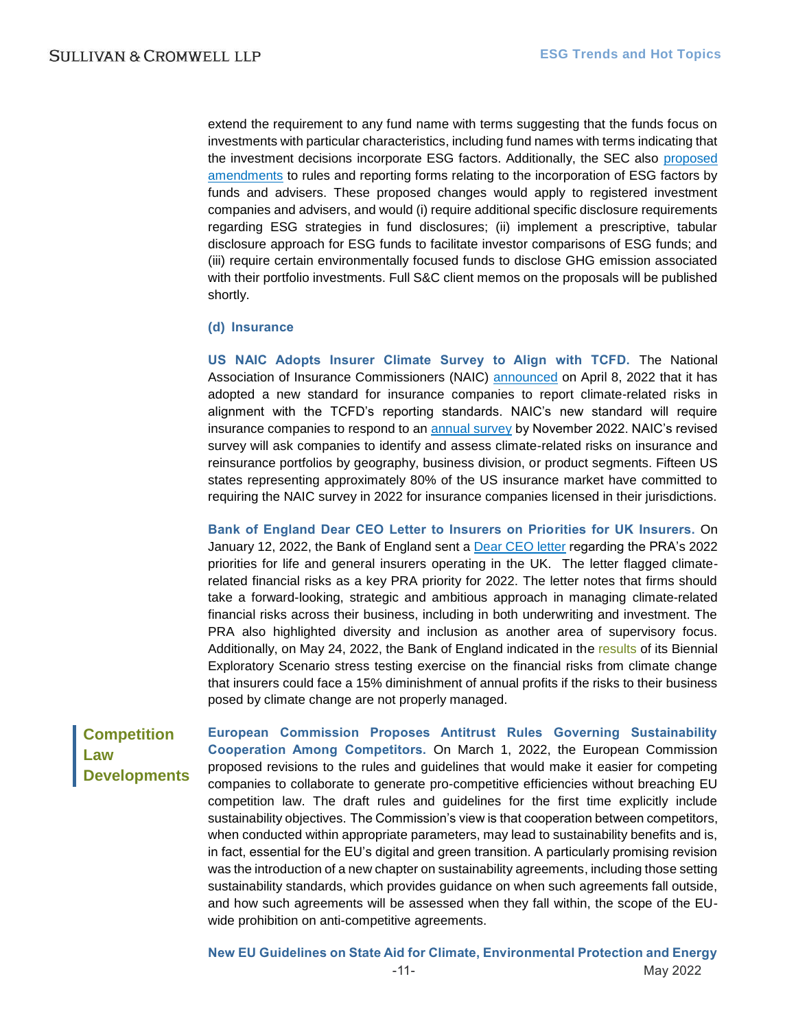extend the requirement to any fund name with terms suggesting that the funds focus on investments with particular characteristics, including fund names with terms indicating that the investment decisions incorporate ESG factors. Additionally, the SEC also proposed amendments to rules and reporting forms relating to the incorporation of ESG factors by funds and advisers. These proposed changes would apply to registered investment companies and advisers, and would (i) require additional specific disclosure requirements regarding ESG strategies in fund disclosures; (ii) implement a prescriptive, tabular disclosure approach for ESG funds to facilitate investor comparisons of ESG funds; and (iii) require certain environmentally focused funds to disclose GHG emission associated with their portfolio investments. Full S&C client memos on the proposals will be published shortly.

#### (d) Insurance

**US NAIC Adopts Insurer Climate Survey to Align with TCFD.** The National Association of Insurance Commissioners (NAIC) announced on April 8, 2022 that it has adopted a new standard for insurance companies to report climate-related risks in alignment with the TCFD's reporting standards. NAIC's new standard will require insurance companies to respond to an annual survey by November 2022. NAIC's revised survey will ask companies to identify and assess climate-related risks on insurance and reinsurance portfolios by geography, business division, or product segments. Fifteen US states representing approximately 80% of the US insurance market have committed to requiring the NAIC survey in 2022 for insurance companies licensed in their jurisdictions.

**Bank of England Dear CEO Letter to Insurers on Priorities for UK Insurers.** On January 12, 2022, the Bank of England sent a Dear CEO letter regarding the PRA's 2022 priorities for life and general insurers operating in the UK. The letter flagged climate-related financial risks as a key PRA priority for 2022. The letter notes that firms should take a forward-looking, strategic and ambitious approach in managing climate-related financial risks across their business, including in both underwriting and investment. The PRA also highlighted diversity and inclusion as another area of supervisory focus. Additionally, on May 24, 2022, the Bank of England indicated in the results of its Biennial Exploratory Scenario stress testing exercise on the financial risks from climate change that insurers could face a 15% diminishment of annual profits if the risks to their business posed by climate change are not properly managed.

## Competition Law Developments

**European Commission Proposes Antitrust Rules Governing Sustainability Cooperation Among Competitors.** On March 1, 2022, the European Commission proposed revisions to the rules and guidelines that would make it easier for competing companies to collaborate to generate pro-competitive efficiencies without breaching EU competition law. The draft rules and guidelines for the first time explicitly include sustainability objectives. The Commission's view is that cooperation between competitors, when conducted within appropriate parameters, may lead to sustainability benefits and is, in fact, essential for the EU's digital and green transition. A particularly promising revision was the introduction of a new chapter on sustainability agreements, including those setting sustainability standards, which provides guidance on when such agreements fall outside, and how such agreements will be assessed when they fall within, the scope of the EU-wide prohibition on anti-competitive agreements.

**New EU Guidelines on State Aid for Climate, Environmental Protection and Energy**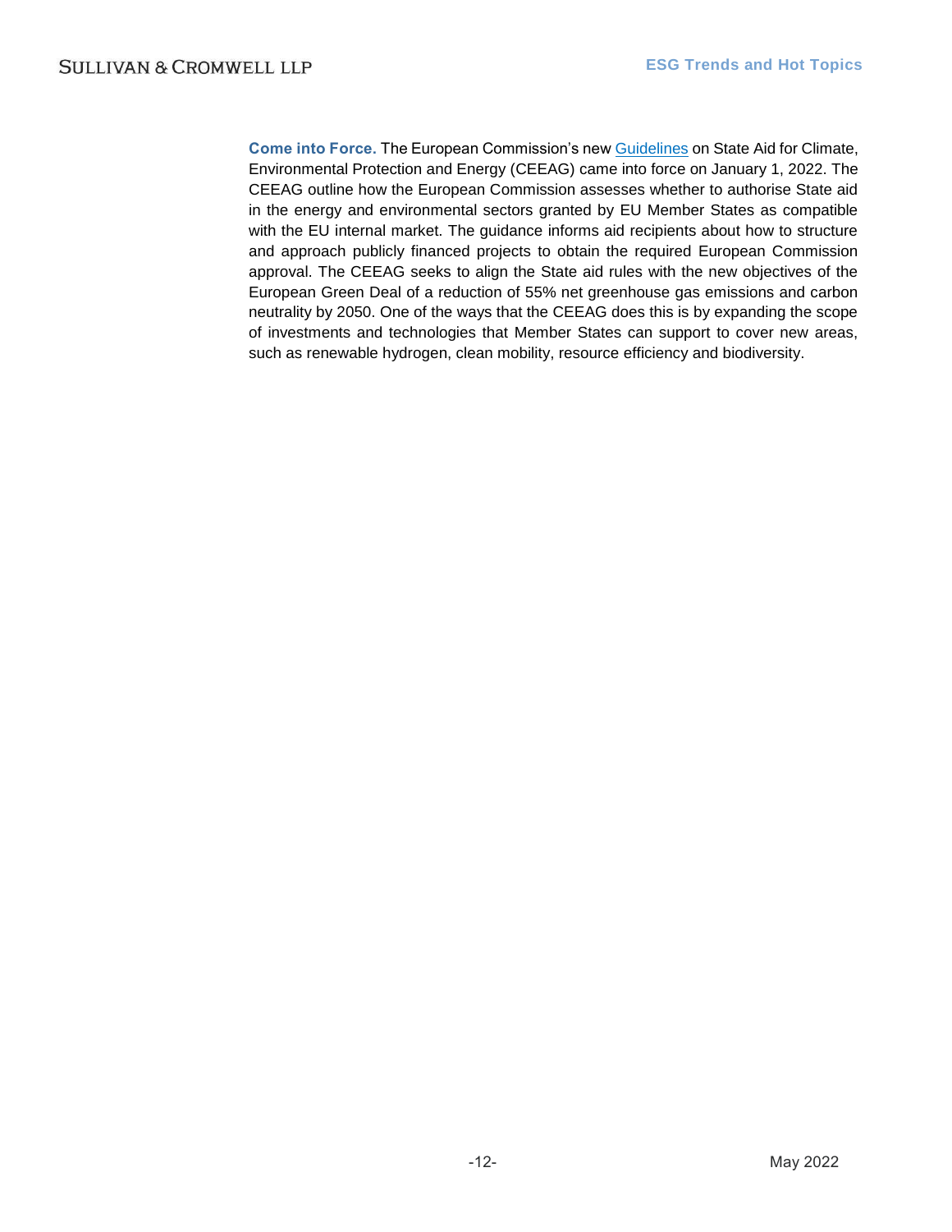**Come into Force.** The European Commission's new [Guidelines] on State Aid for Climate, Environmental Protection and Energy (CEEAG) came into force on January 1, 2022. The CEEAG outline how the European Commission assesses whether to authorise State aid in the energy and environmental sectors granted by EU Member States as compatible with the EU internal market. The guidance informs aid recipients about how to structure and approach publicly financed projects to obtain the required European Commission approval. The CEEAG seeks to align the State aid rules with the new objectives of the European Green Deal of a reduction of 55% net greenhouse gas emissions and carbon neutrality by 2050. One of the ways that the CEEAG does this is by expanding the scope of investments and technologies that Member States can support to cover new areas, such as renewable hydrogen, clean mobility, resource efficiency and biodiversity.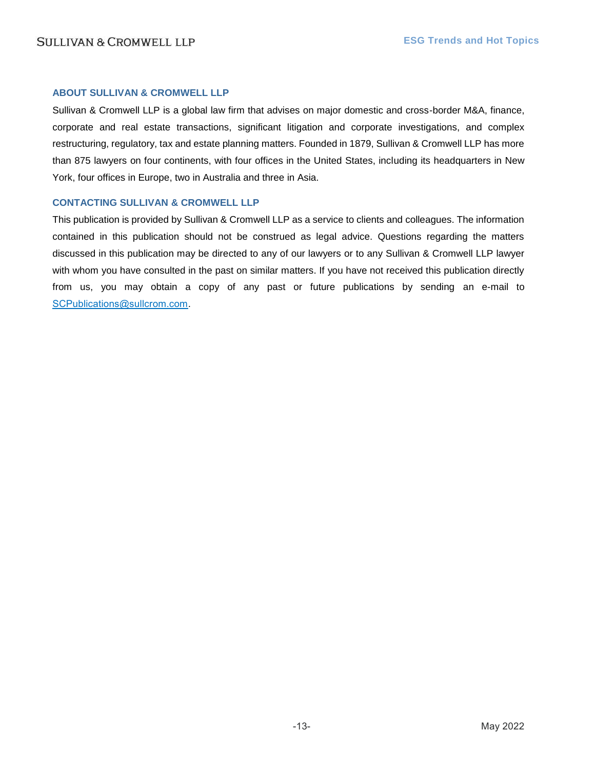## ABOUT SULLIVAN & CROMWELL LLP

Sullivan & Cromwell LLP is a global law firm that advises on major domestic and cross-border M&A, finance, corporate and real estate transactions, significant litigation and corporate investigations, and complex restructuring, regulatory, tax and estate planning matters. Founded in 1879, Sullivan & Cromwell LLP has more than 875 lawyers on four continents, with four offices in the United States, including its headquarters in New York, four offices in Europe, two in Australia and three in Asia.

## CONTACTING SULLIVAN & CROMWELL LLP

This publication is provided by Sullivan & Cromwell LLP as a service to clients and colleagues. The information contained in this publication should not be construed as legal advice. Questions regarding the matters discussed in this publication may be directed to any of our lawyers or to any Sullivan & Cromwell LLP lawyer with whom you have consulted in the past on similar matters. If you have not received this publication directly from us, you may obtain a copy of any past or future publications by sending an e-mail to SCPublications@sullcrom.com.